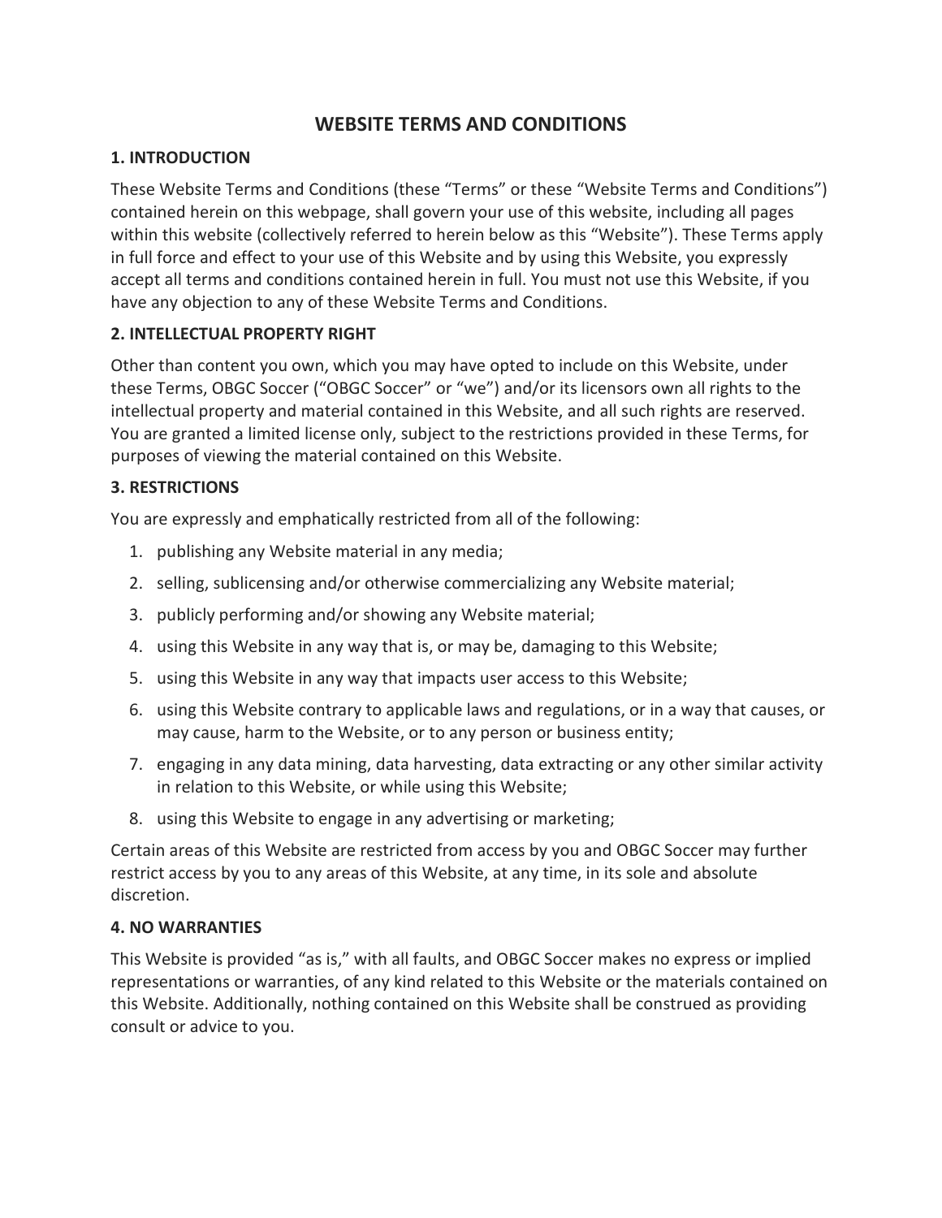# WEBSITE TERMS AND CONDITIONS

## 1. INTRODUCTION

These Website Terms and Conditions (these “Terms” or these “Website Terms and Conditions”) contained herein on this webpage, shall govern your use of this website, including all pages within this website (collectively referred to herein below as this “Website”). These Terms apply in full force and effect to your use of this Website and by using this Website, you expressly accept all terms and conditions contained herein in full. You must not use this Website, if you have any objection to any of these Website Terms and Conditions.

## 2. INTELLECTUAL PROPERTY RIGHT

Other than content you own, which you may have opted to include on this Website, under these Terms, OBGC Soccer (“OBGC Soccer” or “we”) and/or its licensors own all rights to the intellectual property and material contained in this Website, and all such rights are reserved. You are granted a limited license only, subject to the restrictions provided in these Terms, for purposes of viewing the material contained on this Website.

## 3. RESTRICTIONS

You are expressly and emphatically restricted from all of the following:

1. publishing any Website material in any media;
2. selling, sublicensing and/or otherwise commercializing any Website material;
3. publicly performing and/or showing any Website material;
4. using this Website in any way that is, or may be, damaging to this Website;
5. using this Website in any way that impacts user access to this Website;
6. using this Website contrary to applicable laws and regulations, or in a way that causes, or may cause, harm to the Website, or to any person or business entity;
7. engaging in any data mining, data harvesting, data extracting or any other similar activity in relation to this Website, or while using this Website;
8. using this Website to engage in any advertising or marketing;

Certain areas of this Website are restricted from access by you and OBGC Soccer may further restrict access by you to any areas of this Website, at any time, in its sole and absolute discretion.

## 4. NO WARRANTIES

This Website is provided “as is,” with all faults, and OBGC Soccer makes no express or implied representations or warranties, of any kind related to this Website or the materials contained on this Website. Additionally, nothing contained on this Website shall be construed as providing consult or advice to you.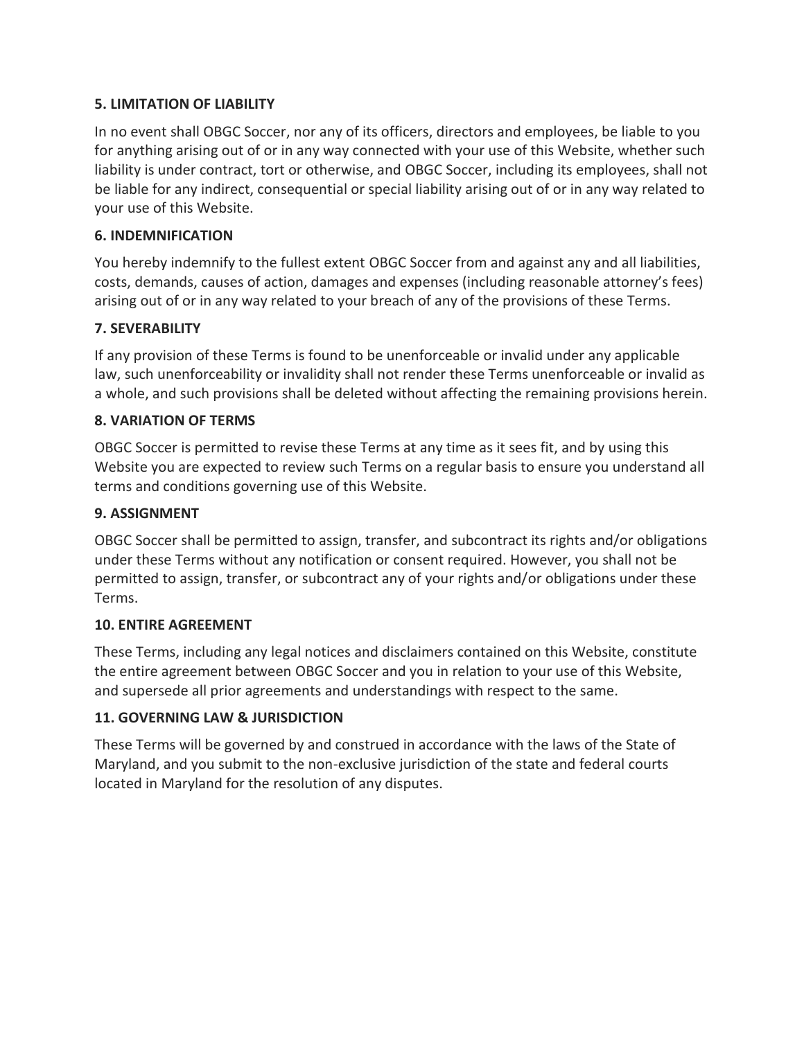**5. LIMITATION OF LIABILITY**

In no event shall OBGC Soccer, nor any of its officers, directors and employees, be liable to you for anything arising out of or in any way connected with your use of this Website, whether such liability is under contract, tort or otherwise, and OBGC Soccer, including its employees, shall not be liable for any indirect, consequential or special liability arising out of or in any way related to your use of this Website.

**6. INDEMNIFICATION**

You hereby indemnify to the fullest extent OBGC Soccer from and against any and all liabilities, costs, demands, causes of action, damages and expenses (including reasonable attorney's fees) arising out of or in any way related to your breach of any of the provisions of these Terms.

**7. SEVERABILITY**

If any provision of these Terms is found to be unenforceable or invalid under any applicable law, such unenforceability or invalidity shall not render these Terms unenforceable or invalid as a whole, and such provisions shall be deleted without affecting the remaining provisions herein.

**8. VARIATION OF TERMS**

OBGC Soccer is permitted to revise these Terms at any time as it sees fit, and by using this Website you are expected to review such Terms on a regular basis to ensure you understand all terms and conditions governing use of this Website.

**9. ASSIGNMENT**

OBGC Soccer shall be permitted to assign, transfer, and subcontract its rights and/or obligations under these Terms without any notification or consent required. However, you shall not be permitted to assign, transfer, or subcontract any of your rights and/or obligations under these Terms.

**10. ENTIRE AGREEMENT**

These Terms, including any legal notices and disclaimers contained on this Website, constitute the entire agreement between OBGC Soccer and you in relation to your use of this Website, and supersede all prior agreements and understandings with respect to the same.

**11. GOVERNING LAW & JURISDICTION**

These Terms will be governed by and construed in accordance with the laws of the State of Maryland, and you submit to the non-exclusive jurisdiction of the state and federal courts located in Maryland for the resolution of any disputes.